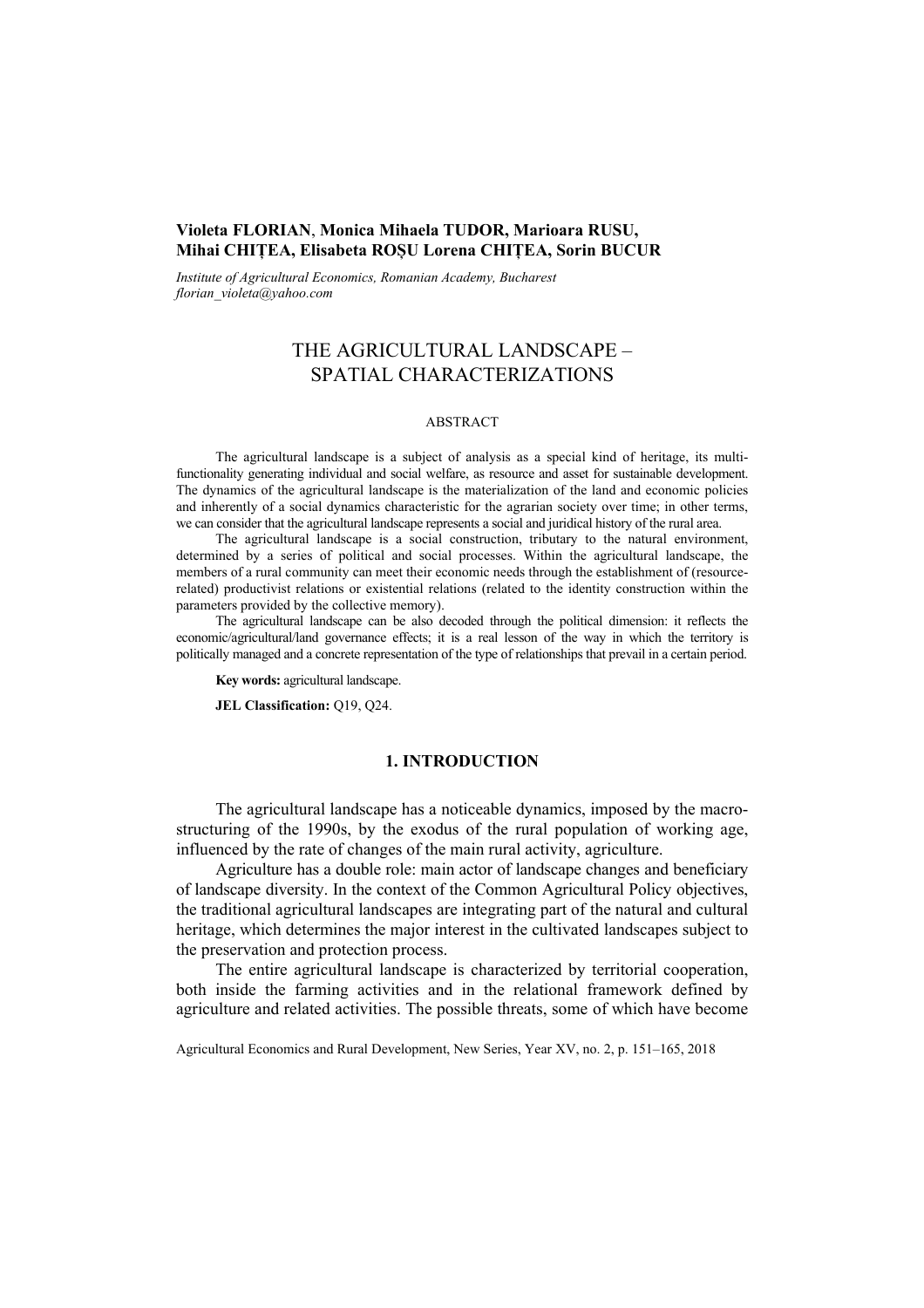**Violeta FLORIAN**, **Monica Mihaela TUDOR, Marioara RUSU, Mihai CHIȚEA, Elisabeta ROȘU Lorena CHIȚEA, Sorin BUCUR**

*Institute of Agricultural Economics, Romanian Academy, Bucharest*
*florian_violeta@yahoo.com*

# THE AGRICULTURAL LANDSCAPE – SPATIAL CHARACTERIZATIONS

## ABSTRACT

The agricultural landscape is a subject of analysis as a special kind of heritage, its multi-functionality generating individual and social welfare, as resource and asset for sustainable development. The dynamics of the agricultural landscape is the materialization of the land and economic policies and inherently of a social dynamics characteristic for the agrarian society over time; in other terms, we can consider that the agricultural landscape represents a social and juridical history of the rural area.

The agricultural landscape is a social construction, tributary to the natural environment, determined by a series of political and social processes. Within the agricultural landscape, the members of a rural community can meet their economic needs through the establishment of (resource-related) productivist relations or existential relations (related to the identity construction within the parameters provided by the collective memory).

The agricultural landscape can be also decoded through the political dimension: it reflects the economic/agricultural/land governance effects; it is a real lesson of the way in which the territory is politically managed and a concrete representation of the type of relationships that prevail in a certain period.

**Key words:** agricultural landscape.

**JEL Classification:** Q19, Q24.

## 1. INTRODUCTION

The agricultural landscape has a noticeable dynamics, imposed by the macro-structuring of the 1990s, by the exodus of the rural population of working age, influenced by the rate of changes of the main rural activity, agriculture.

Agriculture has a double role: main actor of landscape changes and beneficiary of landscape diversity. In the context of the Common Agricultural Policy objectives, the traditional agricultural landscapes are integrating part of the natural and cultural heritage, which determines the major interest in the cultivated landscapes subject to the preservation and protection process.

The entire agricultural landscape is characterized by territorial cooperation, both inside the farming activities and in the relational framework defined by agriculture and related activities. The possible threats, some of which have become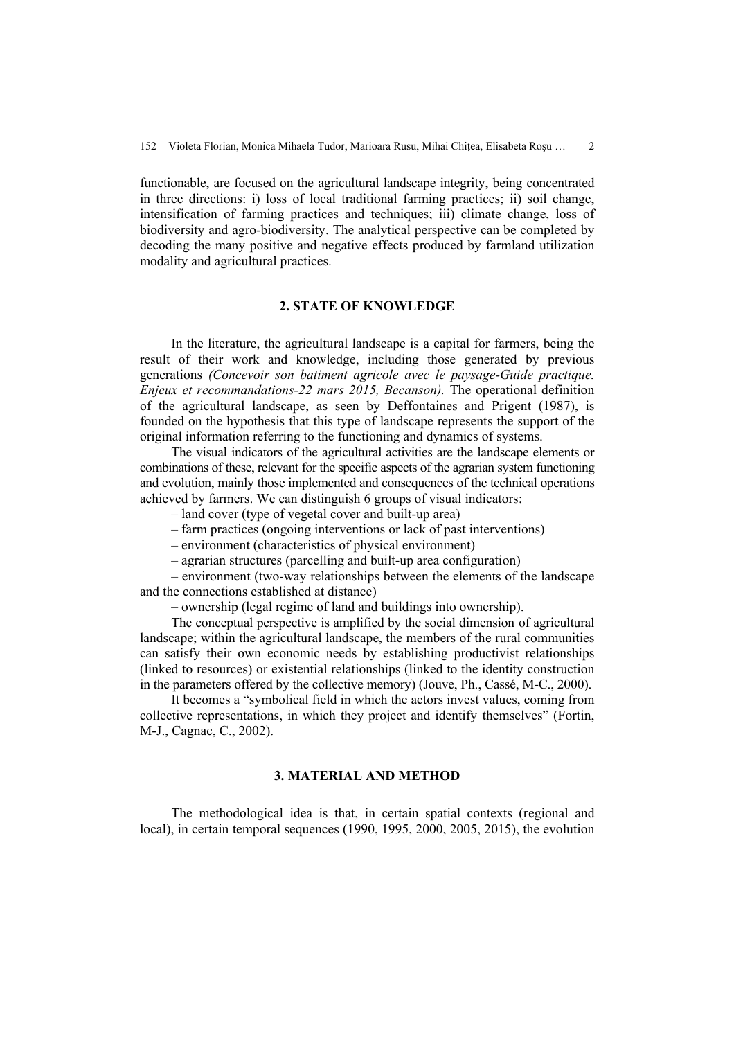functionable, are focused on the agricultural landscape integrity, being concentrated in three directions: i) loss of local traditional farming practices; ii) soil change, intensification of farming practices and techniques; iii) climate change, loss of biodiversity and agro-biodiversity. The analytical perspective can be completed by decoding the many positive and negative effects produced by farmland utilization modality and agricultural practices.

## 2. STATE OF KNOWLEDGE

In the literature, the agricultural landscape is a capital for farmers, being the result of their work and knowledge, including those generated by previous generations *(Concevoir son batiment agricole avec le paysage-Guide practique. Enjeux et recommandations-22 mars 2015, Becanson).* The operational definition of the agricultural landscape, as seen by Deffontaines and Prigent (1987), is founded on the hypothesis that this type of landscape represents the support of the original information referring to the functioning and dynamics of systems.

The visual indicators of the agricultural activities are the landscape elements or combinations of these, relevant for the specific aspects of the agrarian system functioning and evolution, mainly those implemented and consequences of the technical operations achieved by farmers. We can distinguish 6 groups of visual indicators:

– land cover (type of vegetal cover and built-up area)

– farm practices (ongoing interventions or lack of past interventions)

– environment (characteristics of physical environment)

– agrarian structures (parcelling and built-up area configuration)

– environment (two-way relationships between the elements of the landscape and the connections established at distance)

– ownership (legal regime of land and buildings into ownership).

The conceptual perspective is amplified by the social dimension of agricultural landscape; within the agricultural landscape, the members of the rural communities can satisfy their own economic needs by establishing productivist relationships (linked to resources) or existential relationships (linked to the identity construction in the parameters offered by the collective memory) (Jouve, Ph., Cassé, M-C., 2000).

It becomes a "symbolical field in which the actors invest values, coming from collective representations, in which they project and identify themselves" (Fortin, M-J., Cagnac, C., 2002).

## 3. MATERIAL AND METHOD

The methodological idea is that, in certain spatial contexts (regional and local), in certain temporal sequences (1990, 1995, 2000, 2005, 2015), the evolution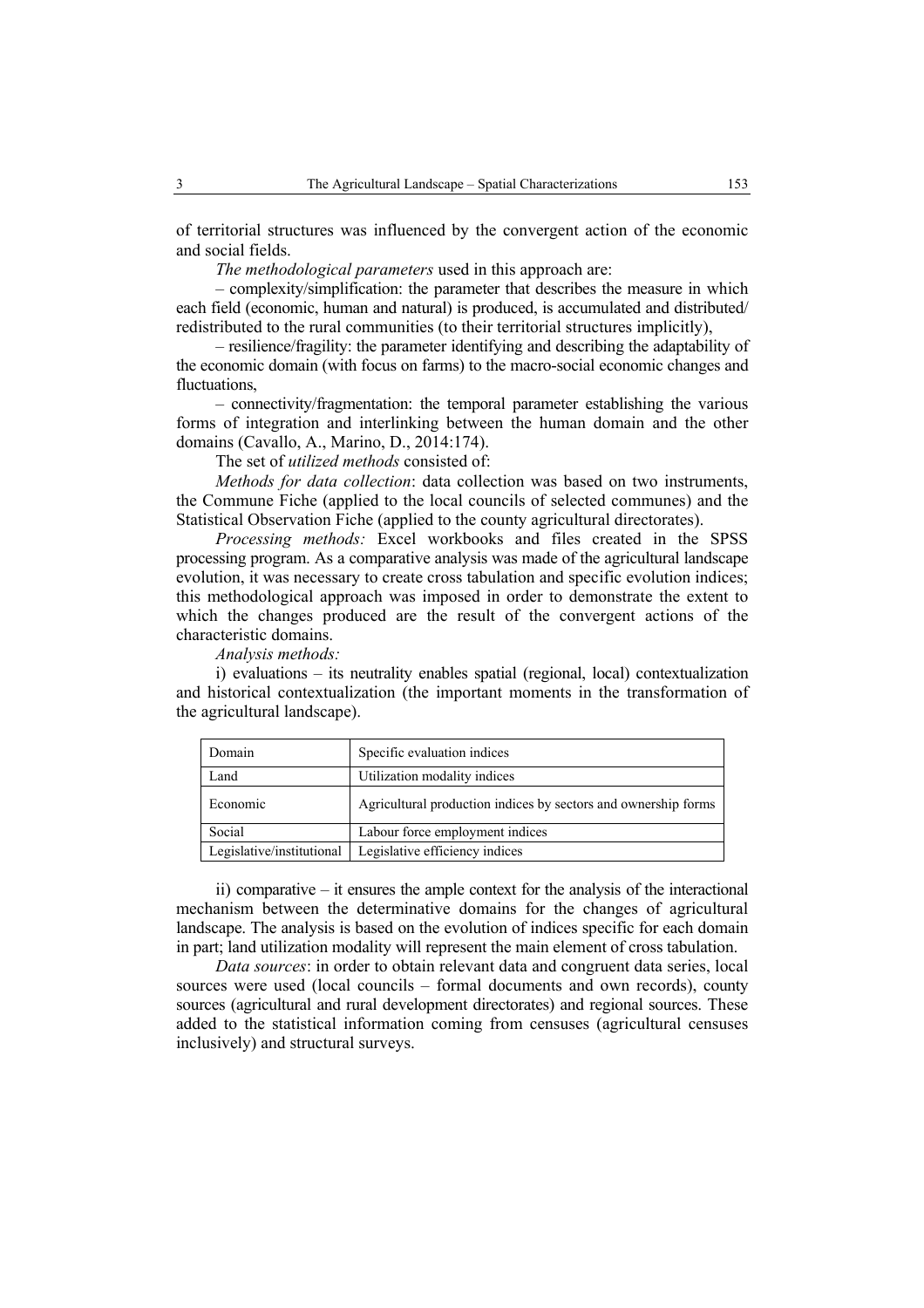of territorial structures was influenced by the convergent action of the economic and social fields.

*The methodological parameters* used in this approach are:

– complexity/simplification: the parameter that describes the measure in which each field (economic, human and natural) is produced, is accumulated and distributed/ redistributed to the rural communities (to their territorial structures implicitly),

– resilience/fragility: the parameter identifying and describing the adaptability of the economic domain (with focus on farms) to the macro-social economic changes and fluctuations,

– connectivity/fragmentation: the temporal parameter establishing the various forms of integration and interlinking between the human domain and the other domains (Cavallo, A., Marino, D., 2014:174).

The set of *utilized methods* consisted of:

*Methods for data collection*: data collection was based on two instruments, the Commune Fiche (applied to the local councils of selected communes) and the Statistical Observation Fiche (applied to the county agricultural directorates).

*Processing methods:* Excel workbooks and files created in the SPSS processing program. As a comparative analysis was made of the agricultural landscape evolution, it was necessary to create cross tabulation and specific evolution indices; this methodological approach was imposed in order to demonstrate the extent to which the changes produced are the result of the convergent actions of the characteristic domains.

*Analysis methods:*

i) evaluations – its neutrality enables spatial (regional, local) contextualization and historical contextualization (the important moments in the transformation of the agricultural landscape).

| Domain | Specific evaluation indices |
|---|---|
| Land | Utilization modality indices |
| Economic | Agricultural production indices by sectors and ownership forms |
| Social | Labour force employment indices |
| Legislative/institutional | Legislative efficiency indices |

ii) comparative – it ensures the ample context for the analysis of the interactional mechanism between the determinative domains for the changes of agricultural landscape. The analysis is based on the evolution of indices specific for each domain in part; land utilization modality will represent the main element of cross tabulation.

*Data sources*: in order to obtain relevant data and congruent data series, local sources were used (local councils – formal documents and own records), county sources (agricultural and rural development directorates) and regional sources. These added to the statistical information coming from censuses (agricultural censuses inclusively) and structural surveys.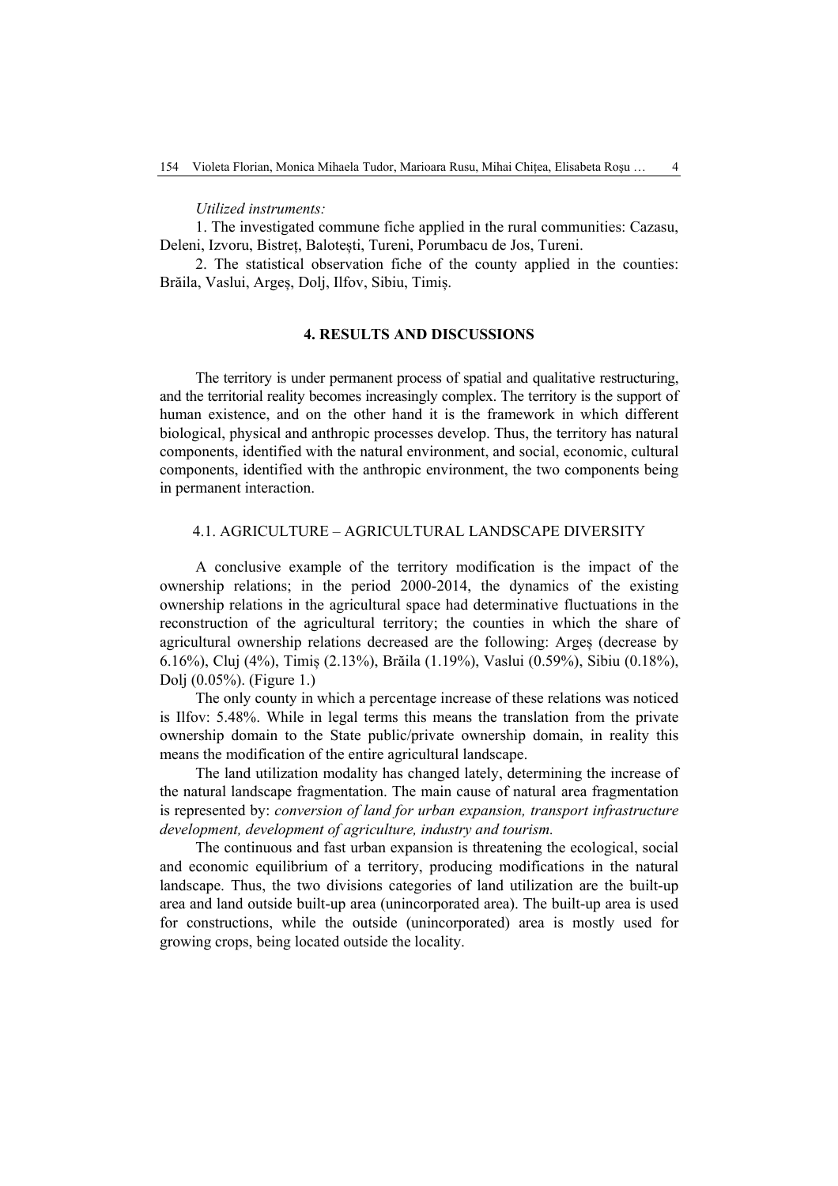*Utilized instruments:*

1. The investigated commune fiche applied in the rural communities: Cazasu, Deleni, Izvoru, Bistreț, Balotești, Tureni, Porumbacu de Jos, Tureni.

2. The statistical observation fiche of the county applied in the counties: Brăila, Vaslui, Argeș, Dolj, Ilfov, Sibiu, Timiș.

## 4. RESULTS AND DISCUSSIONS

The territory is under permanent process of spatial and qualitative restructuring, and the territorial reality becomes increasingly complex. The territory is the support of human existence, and on the other hand it is the framework in which different biological, physical and anthropic processes develop. Thus, the territory has natural components, identified with the natural environment, and social, economic, cultural components, identified with the anthropic environment, the two components being in permanent interaction.

### 4.1. AGRICULTURE – AGRICULTURAL LANDSCAPE DIVERSITY

A conclusive example of the territory modification is the impact of the ownership relations; in the period 2000-2014, the dynamics of the existing ownership relations in the agricultural space had determinative fluctuations in the reconstruction of the agricultural territory; the counties in which the share of agricultural ownership relations decreased are the following: Argeș (decrease by 6.16%), Cluj (4%), Timiș (2.13%), Brăila (1.19%), Vaslui (0.59%), Sibiu (0.18%), Dolj (0.05%). (Figure 1.)

The only county in which a percentage increase of these relations was noticed is Ilfov: 5.48%. While in legal terms this means the translation from the private ownership domain to the State public/private ownership domain, in reality this means the modification of the entire agricultural landscape.

The land utilization modality has changed lately, determining the increase of the natural landscape fragmentation. The main cause of natural area fragmentation is represented by: *conversion of land for urban expansion, transport infrastructure development, development of agriculture, industry and tourism.*

The continuous and fast urban expansion is threatening the ecological, social and economic equilibrium of a territory, producing modifications in the natural landscape. Thus, the two divisions categories of land utilization are the built-up area and land outside built-up area (unincorporated area). The built-up area is used for constructions, while the outside (unincorporated) area is mostly used for growing crops, being located outside the locality.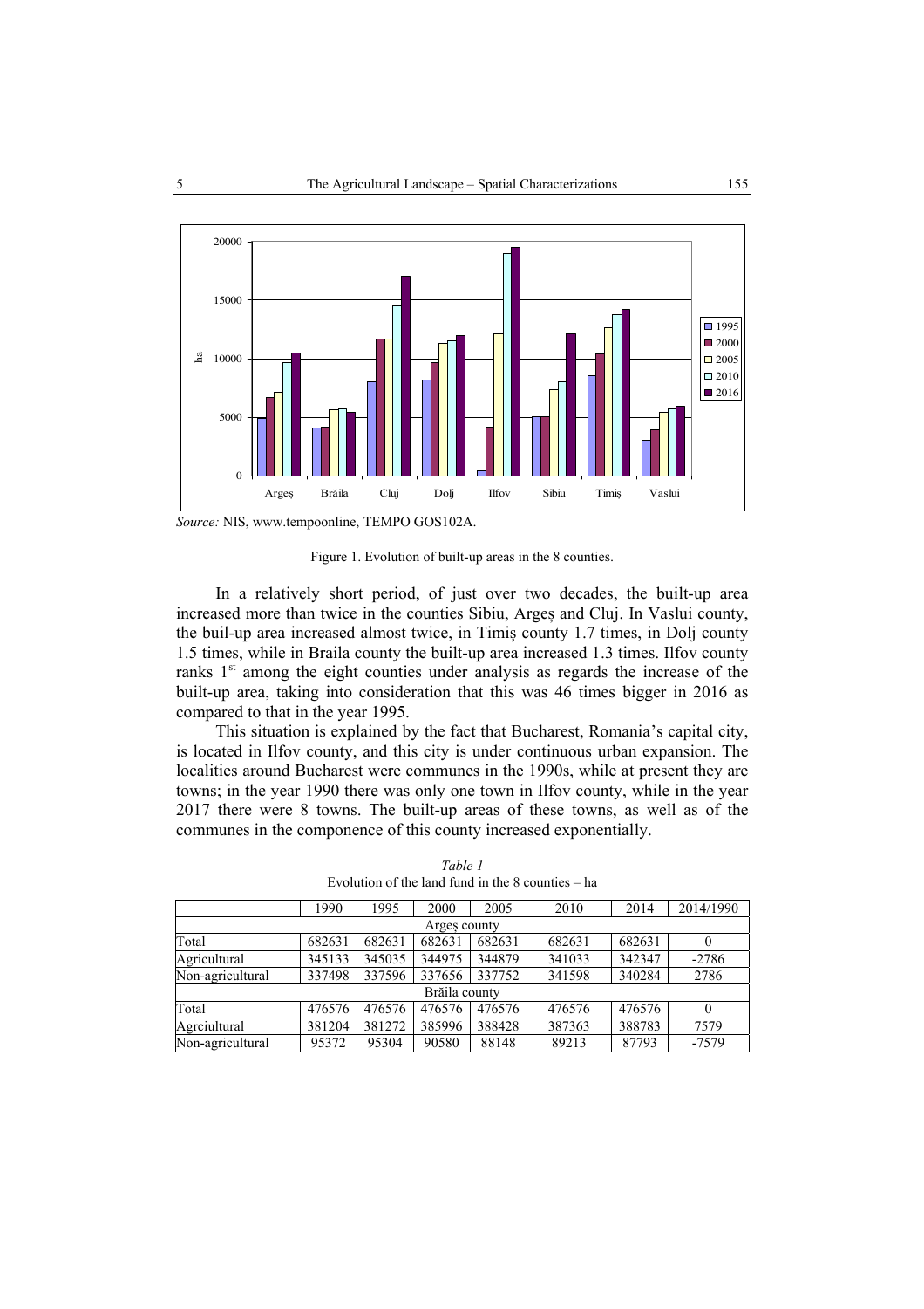*Source:* NIS, www.tempoonline, TEMPO GOS102A.

Figure 1. Evolution of built-up areas in the 8 counties.

In a relatively short period, of just over two decades, the built-up area increased more than twice in the counties Sibiu, Argeș and Cluj. In Vaslui county, the buil-up area increased almost twice, in Timiș county 1.7 times, in Dolj county 1.5 times, while in Braila county the built-up area increased 1.3 times. Ilfov county ranks 1st among the eight counties under analysis as regards the increase of the built-up area, taking into consideration that this was 46 times bigger in 2016 as compared to that in the year 1995.

This situation is explained by the fact that Bucharest, Romania's capital city, is located in Ilfov county, and this city is under continuous urban expansion. The localities around Bucharest were communes in the 1990s, while at present they are towns; in the year 1990 there was only one town in Ilfov county, while in the year 2017 there were 8 towns. The built-up areas of these towns, as well as of the communes in the componence of this county increased exponentially.

*Table 1*

Evolution of the land fund in the 8 counties – ha

| | 1990 | 1995 | 2000 | 2005 | 2010 | 2014 | 2014/1990 |
|---|---|---|---|---|---|---|---|
| Argeș county | | | | | | | |
| Total | 682631 | 682631 | 682631 | 682631 | 682631 | 682631 | 0 |
| Agricultural | 345133 | 345035 | 344975 | 344879 | 341033 | 342347 | -2786 |
| Non-agricultural | 337498 | 337596 | 337656 | 337752 | 341598 | 340284 | 2786 |
| Brăila county | | | | | | | |
| Total | 476576 | 476576 | 476576 | 476576 | 476576 | 476576 | 0 |
| Agrciultural | 381204 | 381272 | 385996 | 388428 | 387363 | 388783 | 7579 |
| Non-agricultural | 95372 | 95304 | 90580 | 88148 | 89213 | 87793 | -7579 |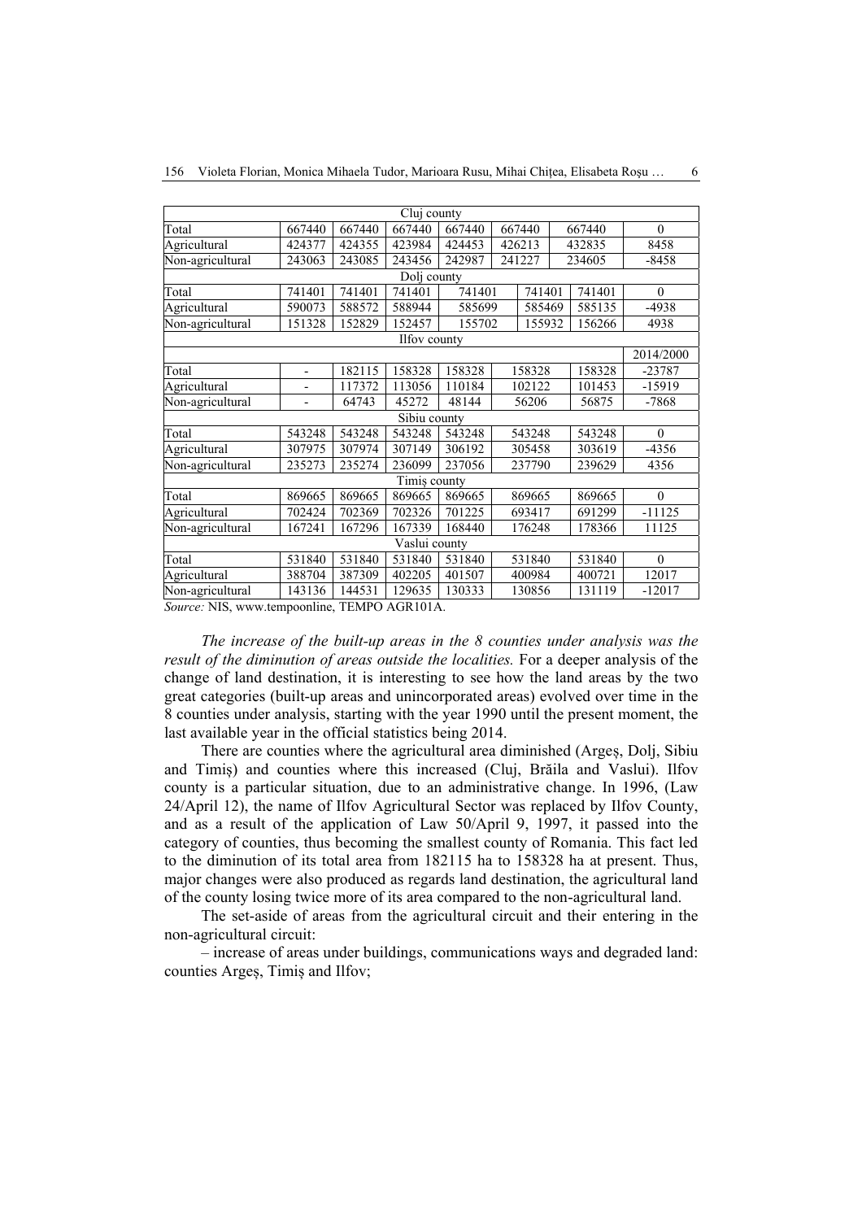| | | | | | | | |
|---|---|---|---|---|---|---|---|
| Cluj county | | | | | | | |
| Total | 667440 | 667440 | 667440 | 667440 | 667440 | 667440 | 0 |
| Agricultural | 424377 | 424355 | 423984 | 424453 | 426213 | 432835 | 8458 |
| Non-agricultural | 243063 | 243085 | 243456 | 242987 | 241227 | 234605 | -8458 |
| Dolj county | | | | | | | |
| Total | 741401 | 741401 | 741401 | 741401 | 741401 | 741401 | 0 |
| Agricultural | 590073 | 588572 | 588944 | 585699 | 585469 | 585135 | -4938 |
| Non-agricultural | 151328 | 152829 | 152457 | 155702 | 155932 | 156266 | 4938 |
| Ilfov county | | | | | | | |
| | | | | | | | 2014/2000 |
| Total | - | 182115 | 158328 | 158328 | 158328 | 158328 | -23787 |
| Agricultural | - | 117372 | 113056 | 110184 | 102122 | 101453 | -15919 |
| Non-agricultural | - | 64743 | 45272 | 48144 | 56206 | 56875 | -7868 |
| Sibiu county | | | | | | | |
| Total | 543248 | 543248 | 543248 | 543248 | 543248 | 543248 | 0 |
| Agricultural | 307975 | 307974 | 307149 | 306192 | 305458 | 303619 | -4356 |
| Non-agricultural | 235273 | 235274 | 236099 | 237056 | 237790 | 239629 | 4356 |
| Timiș county | | | | | | | |
| Total | 869665 | 869665 | 869665 | 869665 | 869665 | 869665 | 0 |
| Agricultural | 702424 | 702369 | 702326 | 701225 | 693417 | 691299 | -11125 |
| Non-agricultural | 167241 | 167296 | 167339 | 168440 | 176248 | 178366 | 11125 |
| Vaslui county | | | | | | | |
| Total | 531840 | 531840 | 531840 | 531840 | 531840 | 531840 | 0 |
| Agricultural | 388704 | 387309 | 402205 | 401507 | 400984 | 400721 | 12017 |
| Non-agricultural | 143136 | 144531 | 129635 | 130333 | 130856 | 131119 | -12017 |

*Source:* NIS, www.tempoonline, TEMPO AGR101A.

*The increase of the built-up areas in the 8 counties under analysis was the result of the diminution of areas outside the localities.* For a deeper analysis of the change of land destination, it is interesting to see how the land areas by the two great categories (built-up areas and unincorporated areas) evolved over time in the 8 counties under analysis, starting with the year 1990 until the present moment, the last available year in the official statistics being 2014.

There are counties where the agricultural area diminished (Argeș, Dolj, Sibiu and Timiș) and counties where this increased (Cluj, Brăila and Vaslui). Ilfov county is a particular situation, due to an administrative change. In 1996, (Law 24/April 12), the name of Ilfov Agricultural Sector was replaced by Ilfov County, and as a result of the application of Law 50/April 9, 1997, it passed into the category of counties, thus becoming the smallest county of Romania. This fact led to the diminution of its total area from 182115 ha to 158328 ha at present. Thus, major changes were also produced as regards land destination, the agricultural land of the county losing twice more of its area compared to the non-agricultural land.

The set-aside of areas from the agricultural circuit and their entering in the non-agricultural circuit:

– increase of areas under buildings, communications ways and degraded land: counties Argeș, Timiș and Ilfov;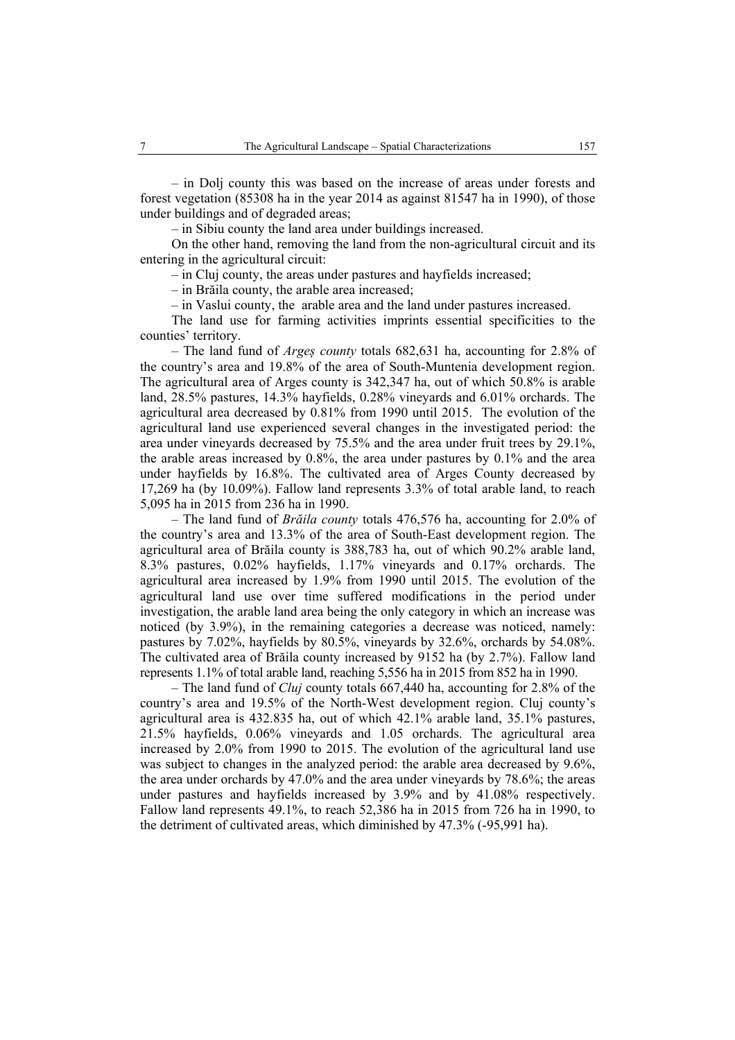– in Dolj county this was based on the increase of areas under forests and forest vegetation (85308 ha in the year 2014 as against 81547 ha in 1990), of those under buildings and of degraded areas;

– in Sibiu county the land area under buildings increased.

On the other hand, removing the land from the non-agricultural circuit and its entering in the agricultural circuit:

– in Cluj county, the areas under pastures and hayfields increased;

– in Brăila county, the arable area increased;

– in Vaslui county, the arable area and the land under pastures increased.

The land use for farming activities imprints essential specificities to the counties' territory.

– The land fund of *Argeș county* totals 682,631 ha, accounting for 2.8% of the country's area and 19.8% of the area of South-Muntenia development region. The agricultural area of Arges county is 342,347 ha, out of which 50.8% is arable land, 28.5% pastures, 14.3% hayfields, 0.28% vineyards and 6.01% orchards. The agricultural area decreased by 0.81% from 1990 until 2015. The evolution of the agricultural land use experienced several changes in the investigated period: the area under vineyards decreased by 75.5% and the area under fruit trees by 29.1%, the arable areas increased by 0.8%, the area under pastures by 0.1% and the area under hayfields by 16.8%. The cultivated area of Arges County decreased by 17,269 ha (by 10.09%). Fallow land represents 3.3% of total arable land, to reach 5,095 ha in 2015 from 236 ha in 1990.

– The land fund of *Brăila county* totals 476,576 ha, accounting for 2.0% of the country's area and 13.3% of the area of South-East development region. The agricultural area of Brăila county is 388,783 ha, out of which 90.2% arable land, 8.3% pastures, 0.02% hayfields, 1.17% vineyards and 0.17% orchards. The agricultural area increased by 1.9% from 1990 until 2015. The evolution of the agricultural land use over time suffered modifications in the period under investigation, the arable land area being the only category in which an increase was noticed (by 3.9%), in the remaining categories a decrease was noticed, namely: pastures by 7.02%, hayfields by 80.5%, vineyards by 32.6%, orchards by 54.08%. The cultivated area of Brăila county increased by 9152 ha (by 2.7%). Fallow land represents 1.1% of total arable land, reaching 5,556 ha in 2015 from 852 ha in 1990.

– The land fund of *Cluj* county totals 667,440 ha, accounting for 2.8% of the country's area and 19.5% of the North-West development region. Cluj county's agricultural area is 432.835 ha, out of which 42.1% arable land, 35.1% pastures, 21.5% hayfields, 0.06% vineyards and 1.05 orchards. The agricultural area increased by 2.0% from 1990 to 2015. The evolution of the agricultural land use was subject to changes in the analyzed period: the arable area decreased by 9.6%, the area under orchards by 47.0% and the area under vineyards by 78.6%; the areas under pastures and hayfields increased by 3.9% and by 41.08% respectively. Fallow land represents 49.1%, to reach 52,386 ha in 2015 from 726 ha in 1990, to the detriment of cultivated areas, which diminished by 47.3% (-95,991 ha).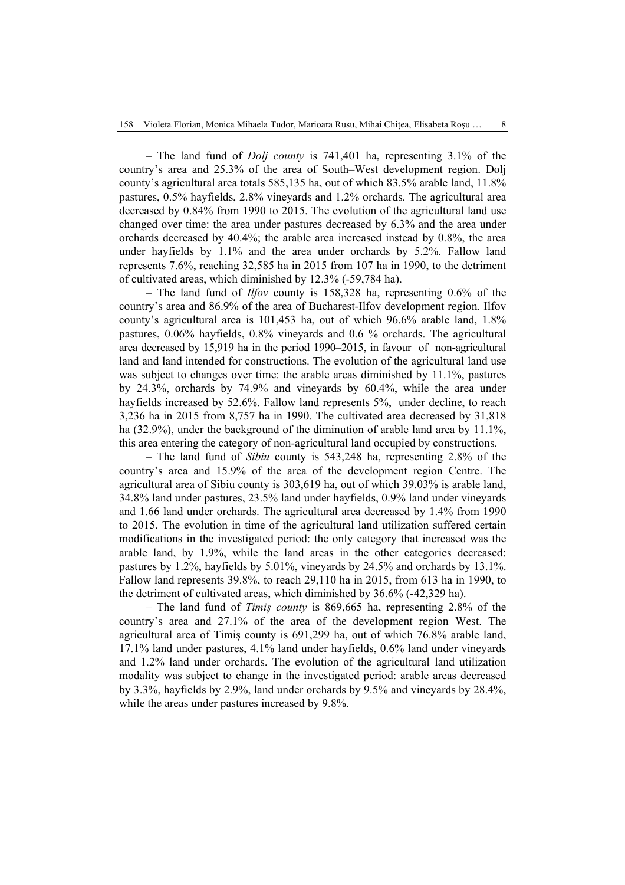– The land fund of *Dolj county* is 741,401 ha, representing 3.1% of the country's area and 25.3% of the area of South–West development region. Dolj county's agricultural area totals 585,135 ha, out of which 83.5% arable land, 11.8% pastures, 0.5% hayfields, 2.8% vineyards and 1.2% orchards. The agricultural area decreased by 0.84% from 1990 to 2015. The evolution of the agricultural land use changed over time: the area under pastures decreased by 6.3% and the area under orchards decreased by 40.4%; the arable area increased instead by 0.8%, the area under hayfields by 1.1% and the area under orchards by 5.2%. Fallow land represents 7.6%, reaching 32,585 ha in 2015 from 107 ha in 1990, to the detriment of cultivated areas, which diminished by 12.3% (-59,784 ha).

– The land fund of *Ilfov* county is 158,328 ha, representing 0.6% of the country's area and 86.9% of the area of Bucharest-Ilfov development region. Ilfov county's agricultural area is 101,453 ha, out of which 96.6% arable land, 1.8% pastures, 0.06% hayfields, 0.8% vineyards and 0.6 % orchards. The agricultural area decreased by 15,919 ha in the period 1990–2015, in favour of non-agricultural land and land intended for constructions. The evolution of the agricultural land use was subject to changes over time: the arable areas diminished by 11.1%, pastures by 24.3%, orchards by 74.9% and vineyards by 60.4%, while the area under hayfields increased by 52.6%. Fallow land represents 5%, under decline, to reach 3,236 ha in 2015 from 8,757 ha in 1990. The cultivated area decreased by 31,818 ha (32.9%), under the background of the diminution of arable land area by 11.1%, this area entering the category of non-agricultural land occupied by constructions.

– The land fund of *Sibiu* county is 543,248 ha, representing 2.8% of the country's area and 15.9% of the area of the development region Centre. The agricultural area of Sibiu county is 303,619 ha, out of which 39.03% is arable land, 34.8% land under pastures, 23.5% land under hayfields, 0.9% land under vineyards and 1.66 land under orchards. The agricultural area decreased by 1.4% from 1990 to 2015. The evolution in time of the agricultural land utilization suffered certain modifications in the investigated period: the only category that increased was the arable land, by 1.9%, while the land areas in the other categories decreased: pastures by 1.2%, hayfields by 5.01%, vineyards by 24.5% and orchards by 13.1%. Fallow land represents 39.8%, to reach 29,110 ha in 2015, from 613 ha in 1990, to the detriment of cultivated areas, which diminished by 36.6% (-42,329 ha).

– The land fund of *Timiș county* is 869,665 ha, representing 2.8% of the country's area and 27.1% of the area of the development region West. The agricultural area of Timiș county is 691,299 ha, out of which 76.8% arable land, 17.1% land under pastures, 4.1% land under hayfields, 0.6% land under vineyards and 1.2% land under orchards. The evolution of the agricultural land utilization modality was subject to change in the investigated period: arable areas decreased by 3.3%, hayfields by 2.9%, land under orchards by 9.5% and vineyards by 28.4%, while the areas under pastures increased by 9.8%.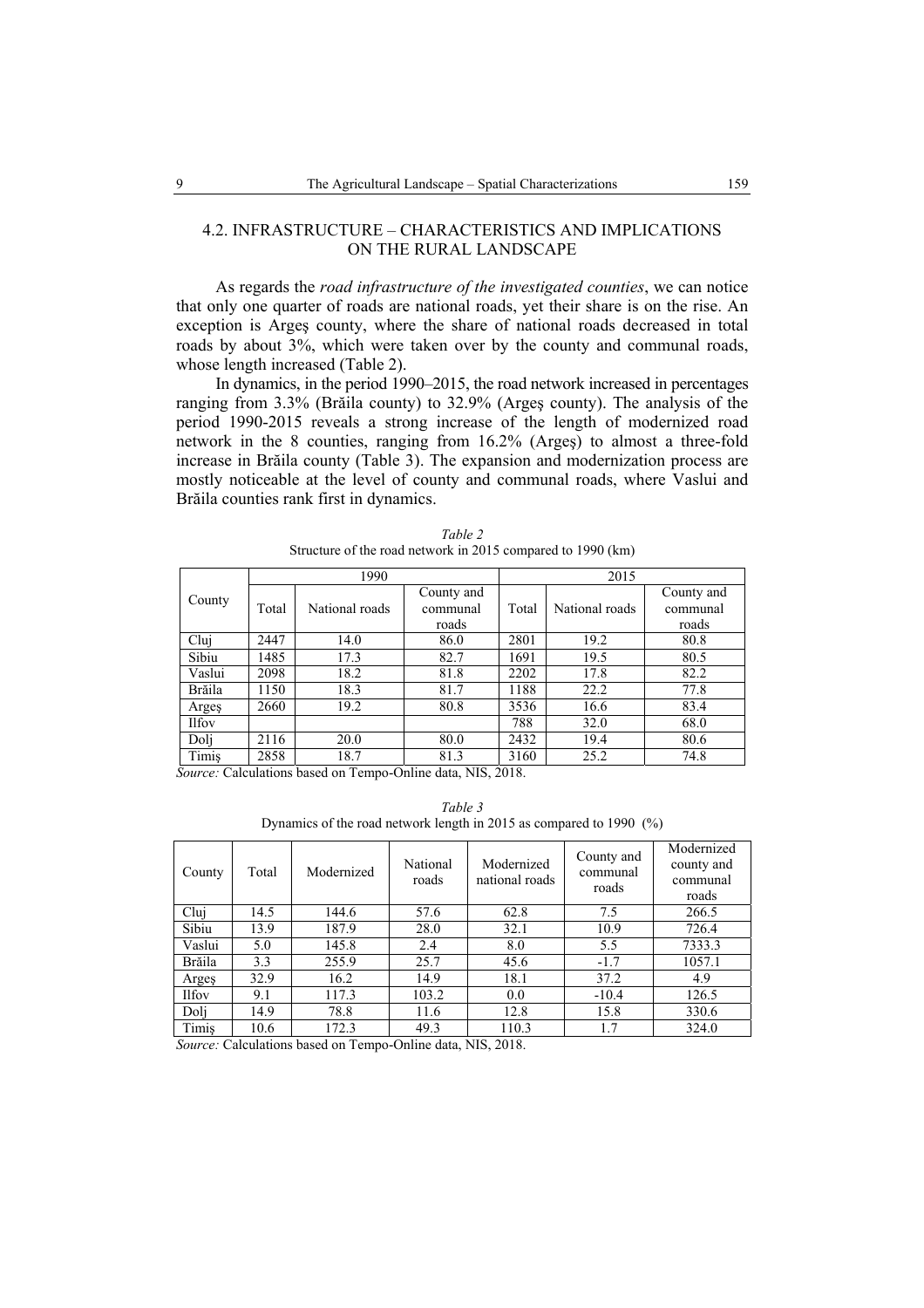## 4.2. INFRASTRUCTURE – CHARACTERISTICS AND IMPLICATIONS ON THE RURAL LANDSCAPE

As regards the *road infrastructure of the investigated counties*, we can notice that only one quarter of roads are national roads, yet their share is on the rise. An exception is Argeş county, where the share of national roads decreased in total roads by about 3%, which were taken over by the county and communal roads, whose length increased (Table 2).

In dynamics, in the period 1990–2015, the road network increased in percentages ranging from 3.3% (Brăila county) to 32.9% (Argeş county). The analysis of the period 1990-2015 reveals a strong increase of the length of modernized road network in the 8 counties, ranging from 16.2% (Argeş) to almost a three-fold increase in Brăila county (Table 3). The expansion and modernization process are mostly noticeable at the level of county and communal roads, where Vaslui and Brăila counties rank first in dynamics.

*Table 2*

Structure of the road network in 2015 compared to 1990 (km)

| County | 1990 | | | 2015 | | |
|---|---|---|---|---|---|---|
| | Total | National roads | County and communal roads | Total | National roads | County and communal roads |
| Cluj | 2447 | 14.0 | 86.0 | 2801 | 19.2 | 80.8 |
| Sibiu | 1485 | 17.3 | 82.7 | 1691 | 19.5 | 80.5 |
| Vaslui | 2098 | 18.2 | 81.8 | 2202 | 17.8 | 82.2 |
| Brăila | 1150 | 18.3 | 81.7 | 1188 | 22.2 | 77.8 |
| Argeş | 2660 | 19.2 | 80.8 | 3536 | 16.6 | 83.4 |
| Ilfov | | | | 788 | 32.0 | 68.0 |
| Dolj | 2116 | 20.0 | 80.0 | 2432 | 19.4 | 80.6 |
| Timiş | 2858 | 18.7 | 81.3 | 3160 | 25.2 | 74.8 |

*Source:* Calculations based on Tempo-Online data, NIS, 2018.

*Table 3*

Dynamics of the road network length in 2015 as compared to 1990 (%)

| County | Total | Modernized | National roads | Modernized national roads | County and communal roads | Modernized county and communal roads |
|---|---|---|---|---|---|---|
| Cluj | 14.5 | 144.6 | 57.6 | 62.8 | 7.5 | 266.5 |
| Sibiu | 13.9 | 187.9 | 28.0 | 32.1 | 10.9 | 726.4 |
| Vaslui | 5.0 | 145.8 | 2.4 | 8.0 | 5.5 | 7333.3 |
| Brăila | 3.3 | 255.9 | 25.7 | 45.6 | -1.7 | 1057.1 |
| Argeş | 32.9 | 16.2 | 14.9 | 18.1 | 37.2 | 4.9 |
| Ilfov | 9.1 | 117.3 | 103.2 | 0.0 | -10.4 | 126.5 |
| Dolj | 14.9 | 78.8 | 11.6 | 12.8 | 15.8 | 330.6 |
| Timiş | 10.6 | 172.3 | 49.3 | 110.3 | 1.7 | 324.0 |

*Source:* Calculations based on Tempo-Online data, NIS, 2018.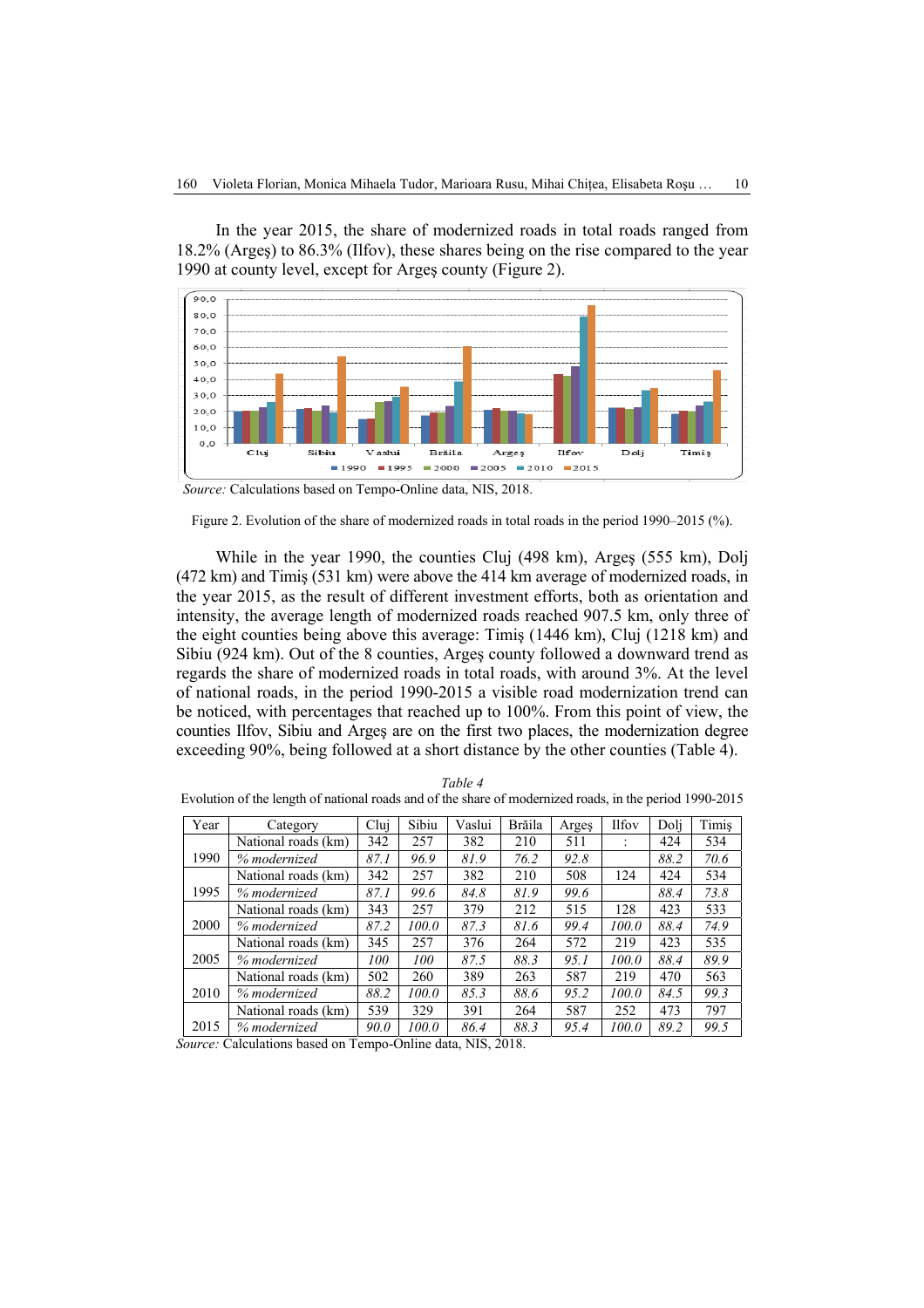In the year 2015, the share of modernized roads in total roads ranged from 18.2% (Argeş) to 86.3% (Ilfov), these shares being on the rise compared to the year 1990 at county level, except for Argeş county (Figure 2).

*Source:* Calculations based on Tempo-Online data, NIS, 2018.

Figure 2. Evolution of the share of modernized roads in total roads in the period 1990–2015 (%).

While in the year 1990, the counties Cluj (498 km), Argeş (555 km), Dolj (472 km) and Timiş (531 km) were above the 414 km average of modernized roads, in the year 2015, as the result of different investment efforts, both as orientation and intensity, the average length of modernized roads reached 907.5 km, only three of the eight counties being above this average: Timiş (1446 km), Cluj (1218 km) and Sibiu (924 km). Out of the 8 counties, Argeş county followed a downward trend as regards the share of modernized roads in total roads, with around 3%. At the level of national roads, in the period 1990-2015 a visible road modernization trend can be noticed, with percentages that reached up to 100%. From this point of view, the counties Ilfov, Sibiu and Argeş are on the first two places, the modernization degree exceeding 90%, being followed at a short distance by the other counties (Table 4).

*Table 4*

Evolution of the length of national roads and of the share of modernized roads, in the period 1990-2015

| Year | Category | Cluj | Sibiu | Vaslui | Brăila | Argeş | Ilfov | Dolj | Timiş |
|---|---|---|---|---|---|---|---|---|---|
| 1990 | National roads (km) | 342 | 257 | 382 | 210 | 511 | : | 424 | 534 |
| | *% modernized* | *87.1* | *96.9* | *81.9* | *76.2* | *92.8* | | *88.2* | *70.6* |
| 1995 | National roads (km) | 342 | 257 | 382 | 210 | 508 | 124 | 424 | 534 |
| | *% modernized* | *87.1* | *99.6* | *84.8* | *81.9* | *99.6* | | *88.4* | *73.8* |
| 2000 | National roads (km) | 343 | 257 | 379 | 212 | 515 | 128 | 423 | 533 |
| | *% modernized* | *87.2* | *100.0* | *87.3* | *81.6* | *99.4* | *100.0* | *88.4* | *74.9* |
| 2005 | National roads (km) | 345 | 257 | 376 | 264 | 572 | 219 | 423 | 535 |
| | *% modernized* | *100* | *100* | *87.5* | *88.3* | *95.1* | *100.0* | *88.4* | *89.9* |
| 2010 | National roads (km) | 502 | 260 | 389 | 263 | 587 | 219 | 470 | 563 |
| | *% modernized* | *88.2* | *100.0* | *85.3* | *88.6* | *95.2* | *100.0* | *84.5* | *99.3* |
| 2015 | National roads (km) | 539 | 329 | 391 | 264 | 587 | 252 | 473 | 797 |
| | *% modernized* | *90.0* | *100.0* | *86.4* | *88.3* | *95.4* | *100.0* | *89.2* | *99.5* |

*Source:* Calculations based on Tempo-Online data, NIS, 2018.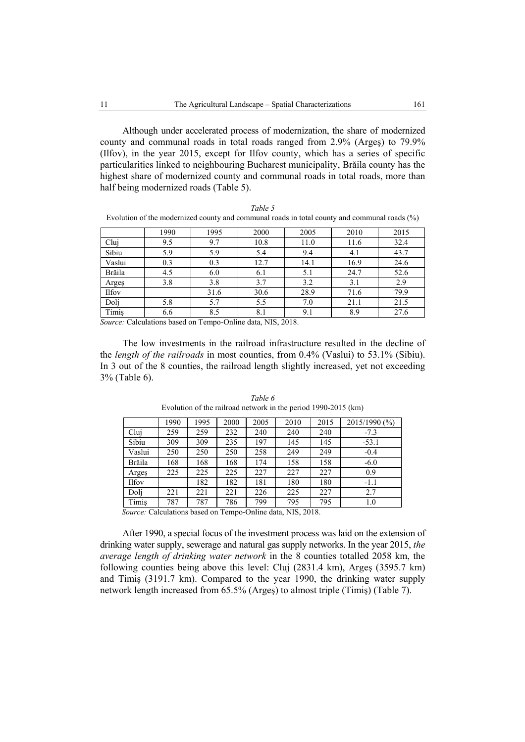Although under accelerated process of modernization, the share of modernized county and communal roads in total roads ranged from 2.9% (Argeş) to 79.9% (Ilfov), in the year 2015, except for Ilfov county, which has a series of specific particularities linked to neighbouring Bucharest municipality, Brăila county has the highest share of modernized county and communal roads in total roads, more than half being modernized roads (Table 5).

*Table 5*

Evolution of the modernized county and communal roads in total county and communal roads (%)

| | 1990 | 1995 | 2000 | 2005 | 2010 | 2015 |
|---|---|---|---|---|---|---|
| Cluj | 9.5 | 9.7 | 10.8 | 11.0 | 11.6 | 32.4 |
| Sibiu | 5.9 | 5.9 | 5.4 | 9.4 | 4.1 | 43.7 |
| Vaslui | 0.3 | 0.3 | 12.7 | 14.1 | 16.9 | 24.6 |
| Brăila | 4.5 | 6.0 | 6.1 | 5.1 | 24.7 | 52.6 |
| Argeş | 3.8 | 3.8 | 3.7 | 3.2 | 3.1 | 2.9 |
| Ilfov | | 31.6 | 30.6 | 28.9 | 71.6 | 79.9 |
| Dolj | 5.8 | 5.7 | 5.5 | 7.0 | 21.1 | 21.5 |
| Timiş | 6.6 | 8.5 | 8.1 | 9.1 | 8.9 | 27.6 |

*Source:* Calculations based on Tempo-Online data, NIS, 2018.

The low investments in the railroad infrastructure resulted in the decline of the *length of the railroads* in most counties, from 0.4% (Vaslui) to 53.1% (Sibiu). In 3 out of the 8 counties, the railroad length slightly increased, yet not exceeding 3% (Table 6).

*Table 6*

Evolution of the railroad network in the period 1990-2015 (km)

| | 1990 | 1995 | 2000 | 2005 | 2010 | 2015 | 2015/1990 (%) |
|---|---|---|---|---|---|---|---|
| Cluj | 259 | 259 | 232 | 240 | 240 | 240 | -7.3 |
| Sibiu | 309 | 309 | 235 | 197 | 145 | 145 | -53.1 |
| Vaslui | 250 | 250 | 250 | 258 | 249 | 249 | -0.4 |
| Brăila | 168 | 168 | 168 | 174 | 158 | 158 | -6.0 |
| Argeş | 225 | 225 | 225 | 227 | 227 | 227 | 0.9 |
| Ilfov | | 182 | 182 | 181 | 180 | 180 | -1.1 |
| Dolj | 221 | 221 | 221 | 226 | 225 | 227 | 2.7 |
| Timiş | 787 | 787 | 786 | 799 | 795 | 795 | 1.0 |

*Source:* Calculations based on Tempo-Online data, NIS, 2018.

After 1990, a special focus of the investment process was laid on the extension of drinking water supply, sewerage and natural gas supply networks. In the year 2015, *the average length of drinking water network* in the 8 counties totalled 2058 km, the following counties being above this level: Cluj (2831.4 km), Argeş (3595.7 km) and Timiş (3191.7 km). Compared to the year 1990, the drinking water supply network length increased from 65.5% (Argeş) to almost triple (Timiş) (Table 7).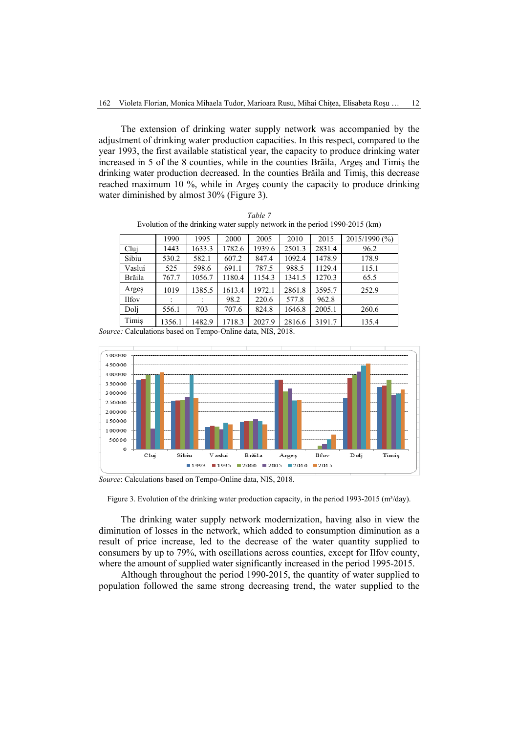The extension of drinking water supply network was accompanied by the adjustment of drinking water production capacities. In this respect, compared to the year 1993, the first available statistical year, the capacity to produce drinking water increased in 5 of the 8 counties, while in the counties Brăila, Argeş and Timiş the drinking water production decreased. In the counties Brăila and Timiş, this decrease reached maximum 10 %, while in Argeş county the capacity to produce drinking water diminished by almost 30% (Figure 3).

*Table 7*

Evolution of the drinking water supply network in the period 1990-2015 (km)

| | 1990 | 1995 | 2000 | 2005 | 2010 | 2015 | 2015/1990 (%) |
|---|---|---|---|---|---|---|---|
| Cluj | 1443 | 1633.3 | 1782.6 | 1939.6 | 2501.3 | 2831.4 | 96.2 |
| Sibiu | 530.2 | 582.1 | 607.2 | 847.4 | 1092.4 | 1478.9 | 178.9 |
| Vaslui | 525 | 598.6 | 691.1 | 787.5 | 988.5 | 1129.4 | 115.1 |
| Brăila | 767.7 | 1056.7 | 1180.4 | 1154.3 | 1341.5 | 1270.3 | 65.5 |
| Argeş | 1019 | 1385.5 | 1613.4 | 1972.1 | 2861.8 | 3595.7 | 252.9 |
| Ilfov | : | : | 98.2 | 220.6 | 577.8 | 962.8 | |
| Dolj | 556.1 | 703 | 707.6 | 824.8 | 1646.8 | 2005.1 | 260.6 |
| Timiş | 1356.1 | 1482.9 | 1718.3 | 2027.9 | 2816.6 | 3191.7 | 135.4 |

*Source:* Calculations based on Tempo-Online data, NIS, 2018.

*Source*: Calculations based on Tempo-Online data, NIS, 2018.

Figure 3. Evolution of the drinking water production capacity, in the period 1993-2015 (m³/day).

The drinking water supply network modernization, having also in view the diminution of losses in the network, which added to consumption diminution as a result of price increase, led to the decrease of the water quantity supplied to consumers by up to 79%, with oscillations across counties, except for Ilfov county, where the amount of supplied water significantly increased in the period 1995-2015.

Although throughout the period 1990-2015, the quantity of water supplied to population followed the same strong decreasing trend, the water supplied to the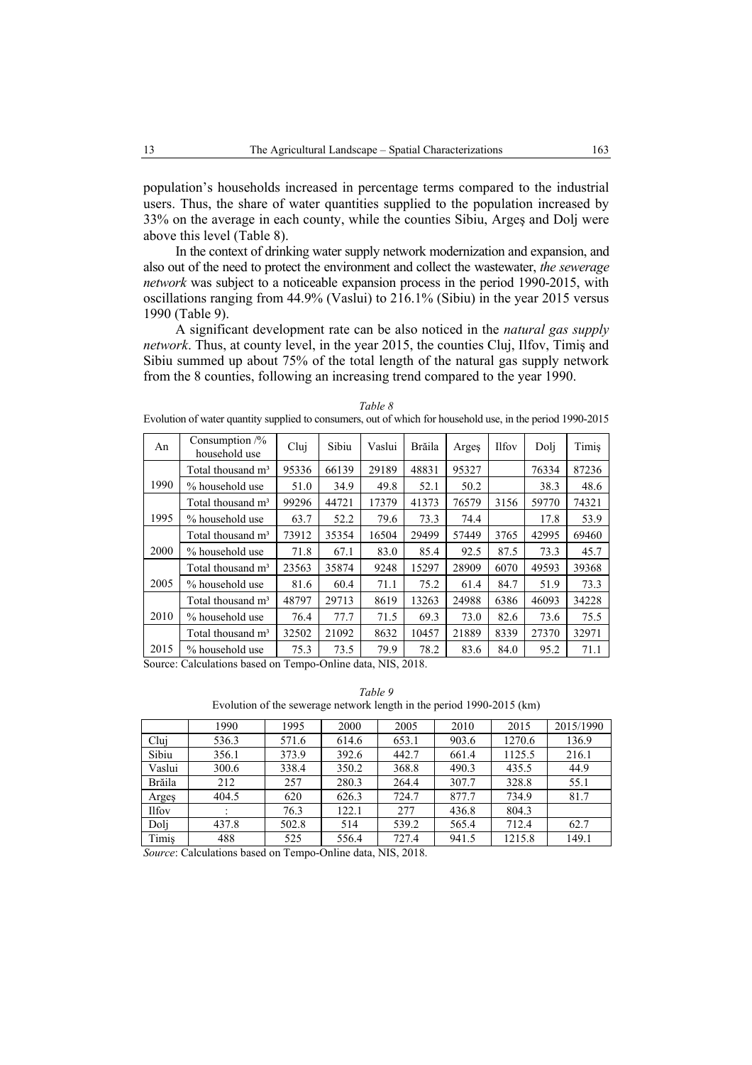population's households increased in percentage terms compared to the industrial users. Thus, the share of water quantities supplied to the population increased by 33% on the average in each county, while the counties Sibiu, Argeş and Dolj were above this level (Table 8).

In the context of drinking water supply network modernization and expansion, and also out of the need to protect the environment and collect the wastewater, *the sewerage network* was subject to a noticeable expansion process in the period 1990-2015, with oscillations ranging from 44.9% (Vaslui) to 216.1% (Sibiu) in the year 2015 versus 1990 (Table 9).

A significant development rate can be also noticed in the *natural gas supply network*. Thus, at county level, in the year 2015, the counties Cluj, Ilfov, Timiş and Sibiu summed up about 75% of the total length of the natural gas supply network from the 8 counties, following an increasing trend compared to the year 1990.

*Table 8*

Evolution of water quantity supplied to consumers, out of which for household use, in the period 1990-2015

| An | Consumption /% household use | Cluj | Sibiu | Vaslui | Brăila | Argeş | Ilfov | Dolj | Timiş |
|---|---|---|---|---|---|---|---|---|---|
| 1990 | Total thousand m³ | 95336 | 66139 | 29189 | 48831 | 95327 | | 76334 | 87236 |
| | % household use | 51.0 | 34.9 | 49.8 | 52.1 | 50.2 | | 38.3 | 48.6 |
| 1995 | Total thousand m³ | 99296 | 44721 | 17379 | 41373 | 76579 | 3156 | 59770 | 74321 |
| | % household use | 63.7 | 52.2 | 79.6 | 73.3 | 74.4 | | 17.8 | 53.9 |
| 2000 | Total thousand m³ | 73912 | 35354 | 16504 | 29499 | 57449 | 3765 | 42995 | 69460 |
| | % household use | 71.8 | 67.1 | 83.0 | 85.4 | 92.5 | 87.5 | 73.3 | 45.7 |
| 2005 | Total thousand m³ | 23563 | 35874 | 9248 | 15297 | 28909 | 6070 | 49593 | 39368 |
| | % household use | 81.6 | 60.4 | 71.1 | 75.2 | 61.4 | 84.7 | 51.9 | 73.3 |
| 2010 | Total thousand m³ | 48797 | 29713 | 8619 | 13263 | 24988 | 6386 | 46093 | 34228 |
| | % household use | 76.4 | 77.7 | 71.5 | 69.3 | 73.0 | 82.6 | 73.6 | 75.5 |
| 2015 | Total thousand m³ | 32502 | 21092 | 8632 | 10457 | 21889 | 8339 | 27370 | 32971 |
| | % household use | 75.3 | 73.5 | 79.9 | 78.2 | 83.6 | 84.0 | 95.2 | 71.1 |

Source: Calculations based on Tempo-Online data, NIS, 2018.

*Table 9*

Evolution of the sewerage network length in the period 1990-2015 (km)

| | 1990 | 1995 | 2000 | 2005 | 2010 | 2015 | 2015/1990 |
|---|---|---|---|---|---|---|---|
| Cluj | 536.3 | 571.6 | 614.6 | 653.1 | 903.6 | 1270.6 | 136.9 |
| Sibiu | 356.1 | 373.9 | 392.6 | 442.7 | 661.4 | 1125.5 | 216.1 |
| Vaslui | 300.6 | 338.4 | 350.2 | 368.8 | 490.3 | 435.5 | 44.9 |
| Brăila | 212 | 257 | 280.3 | 264.4 | 307.7 | 328.8 | 55.1 |
| Argeş | 404.5 | 620 | 626.3 | 724.7 | 877.7 | 734.9 | 81.7 |
| Ilfov | : | 76.3 | 122.1 | 277 | 436.8 | 804.3 | |
| Dolj | 437.8 | 502.8 | 514 | 539.2 | 565.4 | 712.4 | 62.7 |
| Timiş | 488 | 525 | 556.4 | 727.4 | 941.5 | 1215.8 | 149.1 |

*Source*: Calculations based on Tempo-Online data, NIS, 2018.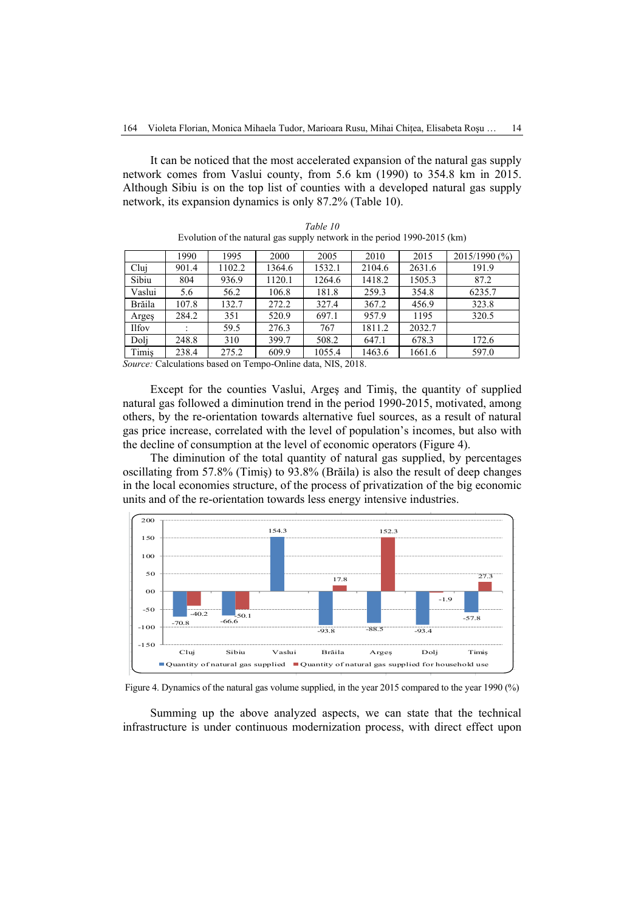It can be noticed that the most accelerated expansion of the natural gas supply network comes from Vaslui county, from 5.6 km (1990) to 354.8 km in 2015. Although Sibiu is on the top list of counties with a developed natural gas supply network, its expansion dynamics is only 87.2% (Table 10).

*Table 10*

Evolution of the natural gas supply network in the period 1990-2015 (km)

| | 1990 | 1995 | 2000 | 2005 | 2010 | 2015 | 2015/1990 (%) |
|---|---|---|---|---|---|---|---|
| Cluj | 901.4 | 1102.2 | 1364.6 | 1532.1 | 2104.6 | 2631.6 | 191.9 |
| Sibiu | 804 | 936.9 | 1120.1 | 1264.6 | 1418.2 | 1505.3 | 87.2 |
| Vaslui | 5.6 | 56.2 | 106.8 | 181.8 | 259.3 | 354.8 | 6235.7 |
| Brăila | 107.8 | 132.7 | 272.2 | 327.4 | 367.2 | 456.9 | 323.8 |
| Argeş | 284.2 | 351 | 520.9 | 697.1 | 957.9 | 1195 | 320.5 |
| Ilfov | : | 59.5 | 276.3 | 767 | 1811.2 | 2032.7 | |
| Dolj | 248.8 | 310 | 399.7 | 508.2 | 647.1 | 678.3 | 172.6 |
| Timiş | 238.4 | 275.2 | 609.9 | 1055.4 | 1463.6 | 1661.6 | 597.0 |

*Source:* Calculations based on Tempo-Online data, NIS, 2018.

Except for the counties Vaslui, Argeş and Timiş, the quantity of supplied natural gas followed a diminution trend in the period 1990-2015, motivated, among others, by the re-orientation towards alternative fuel sources, as a result of natural gas price increase, correlated with the level of population's incomes, but also with the decline of consumption at the level of economic operators (Figure 4).

The diminution of the total quantity of natural gas supplied, by percentages oscillating from 57.8% (Timiş) to 93.8% (Brăila) is also the result of deep changes in the local economies structure, of the process of privatization of the big economic units and of the re-orientation towards less energy intensive industries.

| | Cluj | Sibiu | Vaslui | Brăila | Argeş | Dolj | Timiş |
|---|---|---|---|---|---|---|---|
| Quantity of natural gas supplied | -70.8 | -66.6 | 154.3 | -93.8 | -88.5 | -93.4 | -57.8 |
| Quantity of natural gas supplied for household use | -40.2 | -50.1 | | 17.8 | 152.3 | -1.9 | 27.3 |

Figure 4. Dynamics of the natural gas volume supplied, in the year 2015 compared to the year 1990 (%)

Summing up the above analyzed aspects, we can state that the technical infrastructure is under continuous modernization process, with direct effect upon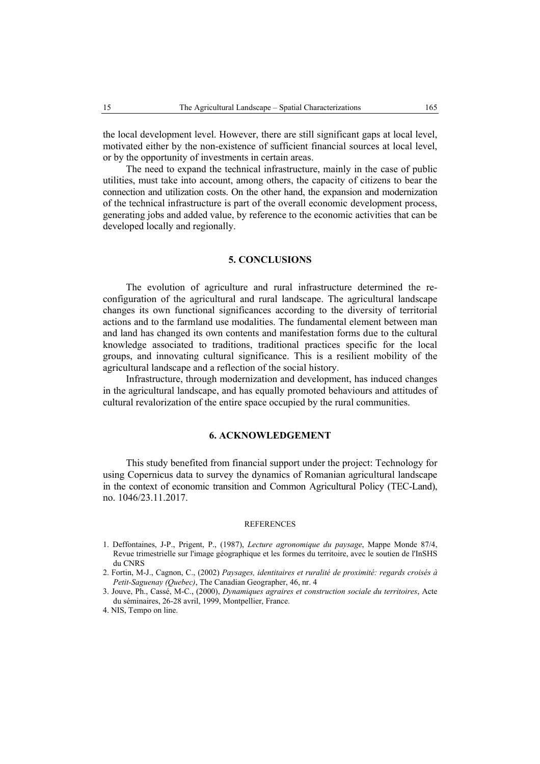the local development level. However, there are still significant gaps at local level, motivated either by the non-existence of sufficient financial sources at local level, or by the opportunity of investments in certain areas.

The need to expand the technical infrastructure, mainly in the case of public utilities, must take into account, among others, the capacity of citizens to bear the connection and utilization costs. On the other hand, the expansion and modernization of the technical infrastructure is part of the overall economic development process, generating jobs and added value, by reference to the economic activities that can be developed locally and regionally.

## 5. CONCLUSIONS

The evolution of agriculture and rural infrastructure determined the re-configuration of the agricultural and rural landscape. The agricultural landscape changes its own functional significances according to the diversity of territorial actions and to the farmland use modalities. The fundamental element between man and land has changed its own contents and manifestation forms due to the cultural knowledge associated to traditions, traditional practices specific for the local groups, and innovating cultural significance. This is a resilient mobility of the agricultural landscape and a reflection of the social history.

Infrastructure, through modernization and development, has induced changes in the agricultural landscape, and has equally promoted behaviours and attitudes of cultural revalorization of the entire space occupied by the rural communities.

## 6. ACKNOWLEDGEMENT

This study benefited from financial support under the project: Technology for using Copernicus data to survey the dynamics of Romanian agricultural landscape in the context of economic transition and Common Agricultural Policy (TEC-Land), no. 1046/23.11.2017.

### REFERENCES

1. Deffontaines, J-P., Prigent, P., (1987), *Lecture agronomique du paysage*, Mappe Monde 87/4, Revue trimestrielle sur l'image géographique et les formes du territoire, avec le soutien de l'InSHS du CNRS
2. Fortin, M-J., Cagnon, C., (2002) *Paysages, identitaires et ruralité de proximité: regards croisés à Petit-Saguenay (Quebec)*, The Canadian Geographer, 46, nr. 4
3. Jouve, Ph., Cassé, M-C., (2000), *Dynamiques agraires et construction sociale du territoires*, Acte du séminaires, 26-28 avril, 1999, Montpellier, France.
4. NIS, Tempo on line.